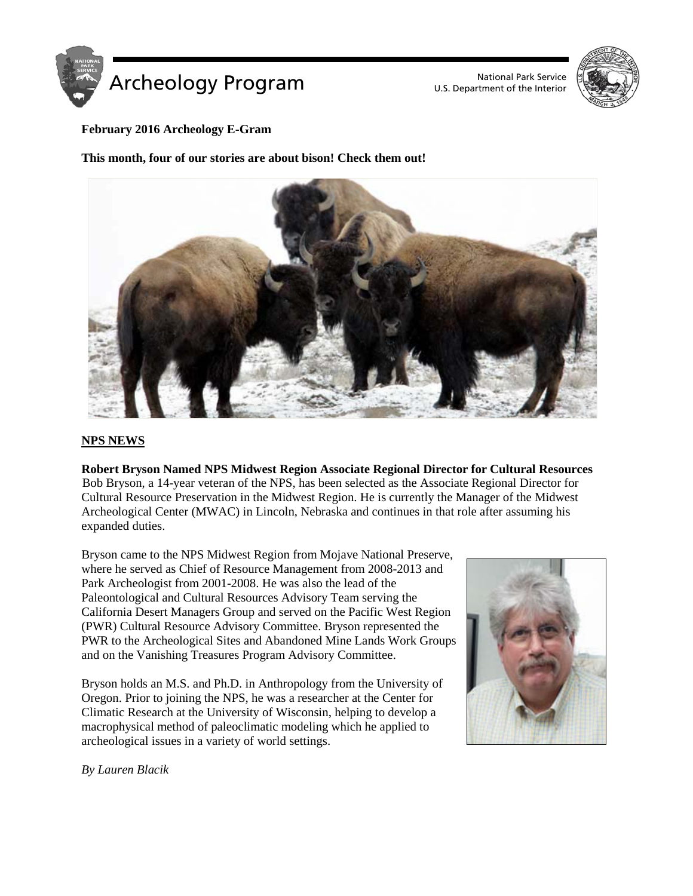# Archeology Program

National Park Service
U.S. Department of the Interior

**February 2016 Archeology E-Gram**

**This month, four of our stories are about bison! Check them out!**

## NPS NEWS

**Robert Bryson Named NPS Midwest Region Associate Regional Director for Cultural Resources**

Bob Bryson, a 14-year veteran of the NPS, has been selected as the Associate Regional Director for Cultural Resource Preservation in the Midwest Region. He is currently the Manager of the Midwest Archeological Center (MWAC) in Lincoln, Nebraska and continues in that role after assuming his expanded duties.

Bryson came to the NPS Midwest Region from Mojave National Preserve, where he served as Chief of Resource Management from 2008-2013 and Park Archeologist from 2001-2008. He was also the lead of the Paleontological and Cultural Resources Advisory Team serving the California Desert Managers Group and served on the Pacific West Region (PWR) Cultural Resource Advisory Committee. Bryson represented the PWR to the Archeological Sites and Abandoned Mine Lands Work Groups and on the Vanishing Treasures Program Advisory Committee.

Bryson holds an M.S. and Ph.D. in Anthropology from the University of Oregon. Prior to joining the NPS, he was a researcher at the Center for Climatic Research at the University of Wisconsin, helping to develop a macrophysical method of paleoclimatic modeling which he applied to archeological issues in a variety of world settings.

*By Lauren Blacik*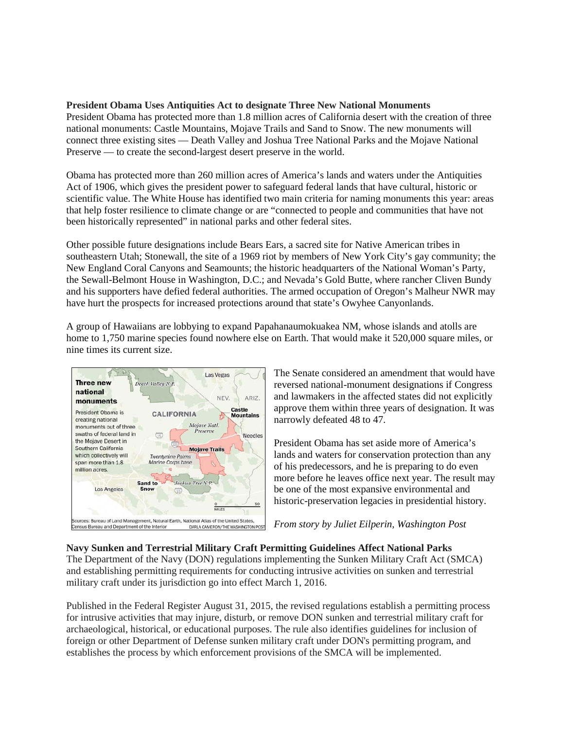**President Obama Uses Antiquities Act to designate Three New National Monuments**

President Obama has protected more than 1.8 million acres of California desert with the creation of three national monuments: Castle Mountains, Mojave Trails and Sand to Snow. The new monuments will connect three existing sites — Death Valley and Joshua Tree National Parks and the Mojave National Preserve — to create the second-largest desert preserve in the world.

Obama has protected more than 260 million acres of America's lands and waters under the Antiquities Act of 1906, which gives the president power to safeguard federal lands that have cultural, historic or scientific value. The White House has identified two main criteria for naming monuments this year: areas that help foster resilience to climate change or are "connected to people and communities that have not been historically represented" in national parks and other federal sites.

Other possible future designations include Bears Ears, a sacred site for Native American tribes in southeastern Utah; Stonewall, the site of a 1969 riot by members of New York City's gay community; the New England Coral Canyons and Seamounts; the historic headquarters of the National Woman's Party, the Sewall-Belmont House in Washington, D.C.; and Nevada's Gold Butte, where rancher Cliven Bundy and his supporters have defied federal authorities. The armed occupation of Oregon's Malheur NWR may have hurt the prospects for increased protections around that state's Owyhee Canyonlands.

A group of Hawaiians are lobbying to expand Papahanaumokuakea NM, whose islands and atolls are home to 1,750 marine species found nowhere else on Earth. That would make it 520,000 square miles, or nine times its current size.

**Three new national monuments**

President Obama is creating national monuments out of three swaths of federal land in the Mojave Desert in Southern California which collectively will span more than 1.8 million acres.

Sources: Bureau of Land Management, Natural Earth, National Atlas of the United States, Census Bureau and Department of the Interior DARLA CAMERON/THE WASHINGTON POST

The Senate considered an amendment that would have reversed national-monument designations if Congress and lawmakers in the affected states did not explicitly approve them within three years of designation. It was narrowly defeated 48 to 47.

President Obama has set aside more of America's lands and waters for conservation protection than any of his predecessors, and he is preparing to do even more before he leaves office next year. The result may be one of the most expansive environmental and historic-preservation legacies in presidential history.

*From story by Juliet Eilperin, Washington Post*

**Navy Sunken and Terrestrial Military Craft Permitting Guidelines Affect National Parks**

The Department of the Navy (DON) regulations implementing the Sunken Military Craft Act (SMCA) and establishing permitting requirements for conducting intrusive activities on sunken and terrestrial military craft under its jurisdiction go into effect March 1, 2016.

Published in the Federal Register August 31, 2015, the revised regulations establish a permitting process for intrusive activities that may injure, disturb, or remove DON sunken and terrestrial military craft for archaeological, historical, or educational purposes. The rule also identifies guidelines for inclusion of foreign or other Department of Defense sunken military craft under DON's permitting program, and establishes the process by which enforcement provisions of the SMCA will be implemented.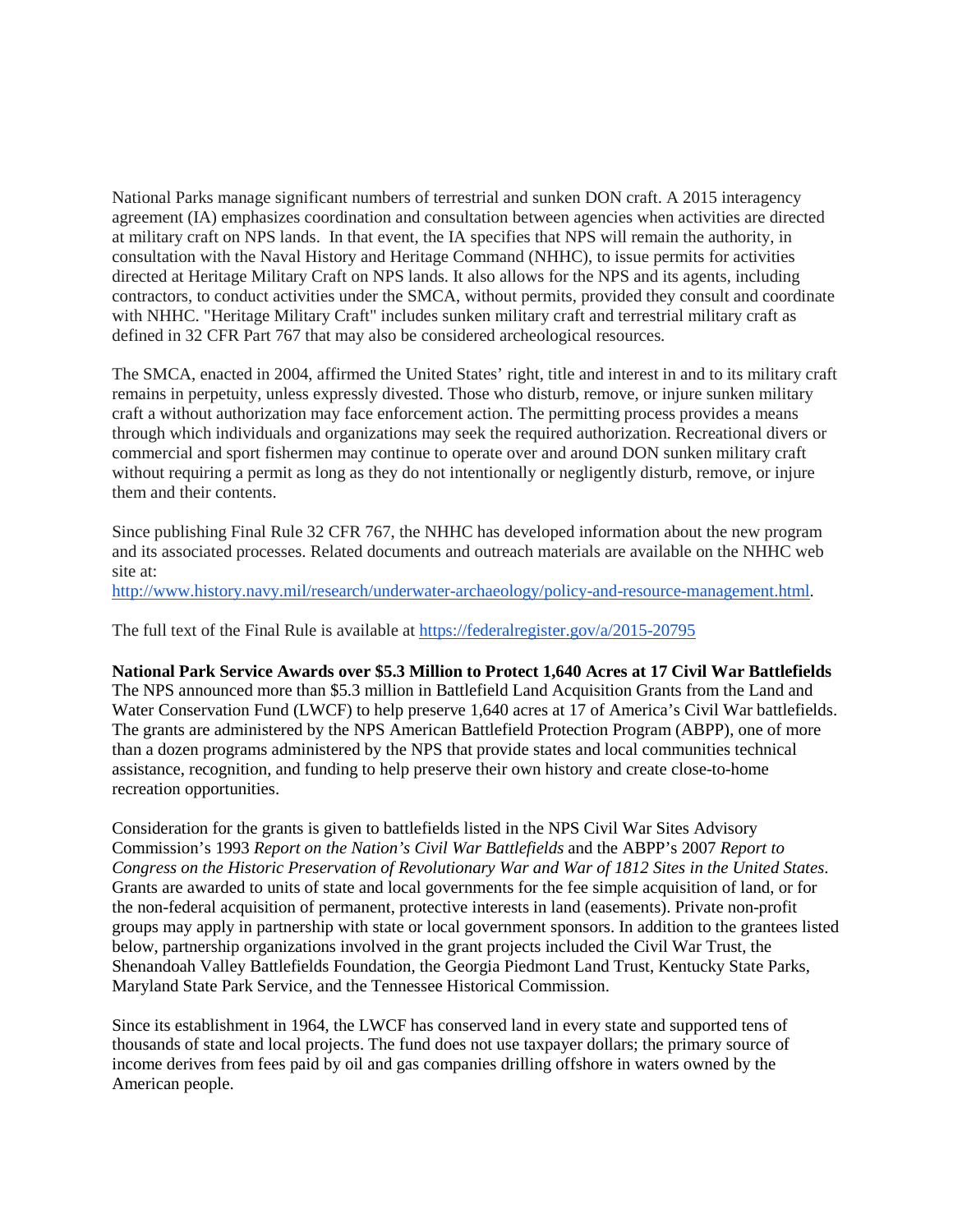National Parks manage significant numbers of terrestrial and sunken DON craft. A 2015 interagency agreement (IA) emphasizes coordination and consultation between agencies when activities are directed at military craft on NPS lands. In that event, the IA specifies that NPS will remain the authority, in consultation with the Naval History and Heritage Command (NHHC), to issue permits for activities directed at Heritage Military Craft on NPS lands. It also allows for the NPS and its agents, including contractors, to conduct activities under the SMCA, without permits, provided they consult and coordinate with NHHC. "Heritage Military Craft" includes sunken military craft and terrestrial military craft as defined in 32 CFR Part 767 that may also be considered archeological resources.

The SMCA, enacted in 2004, affirmed the United States' right, title and interest in and to its military craft remains in perpetuity, unless expressly divested. Those who disturb, remove, or injure sunken military craft a without authorization may face enforcement action. The permitting process provides a means through which individuals and organizations may seek the required authorization. Recreational divers or commercial and sport fishermen may continue to operate over and around DON sunken military craft without requiring a permit as long as they do not intentionally or negligently disturb, remove, or injure them and their contents.

Since publishing Final Rule 32 CFR 767, the NHHC has developed information about the new program and its associated processes. Related documents and outreach materials are available on the NHHC web site at:
http://www.history.navy.mil/research/underwater-archaeology/policy-and-resource-management.html.

The full text of the Final Rule is available at https://federalregister.gov/a/2015-20795

**National Park Service Awards over $5.3 Million to Protect 1,640 Acres at 17 Civil War Battlefields**
The NPS announced more than $5.3 million in Battlefield Land Acquisition Grants from the Land and Water Conservation Fund (LWCF) to help preserve 1,640 acres at 17 of America's Civil War battlefields. The grants are administered by the NPS American Battlefield Protection Program (ABPP), one of more than a dozen programs administered by the NPS that provide states and local communities technical assistance, recognition, and funding to help preserve their own history and create close-to-home recreation opportunities.

Consideration for the grants is given to battlefields listed in the NPS Civil War Sites Advisory Commission's 1993 *Report on the Nation's Civil War Battlefields* and the ABPP's 2007 *Report to Congress on the Historic Preservation of Revolutionary War and War of 1812 Sites in the United States*. Grants are awarded to units of state and local governments for the fee simple acquisition of land, or for the non-federal acquisition of permanent, protective interests in land (easements). Private non-profit groups may apply in partnership with state or local government sponsors. In addition to the grantees listed below, partnership organizations involved in the grant projects included the Civil War Trust, the Shenandoah Valley Battlefields Foundation, the Georgia Piedmont Land Trust, Kentucky State Parks, Maryland State Park Service, and the Tennessee Historical Commission.

Since its establishment in 1964, the LWCF has conserved land in every state and supported tens of thousands of state and local projects. The fund does not use taxpayer dollars; the primary source of income derives from fees paid by oil and gas companies drilling offshore in waters owned by the American people.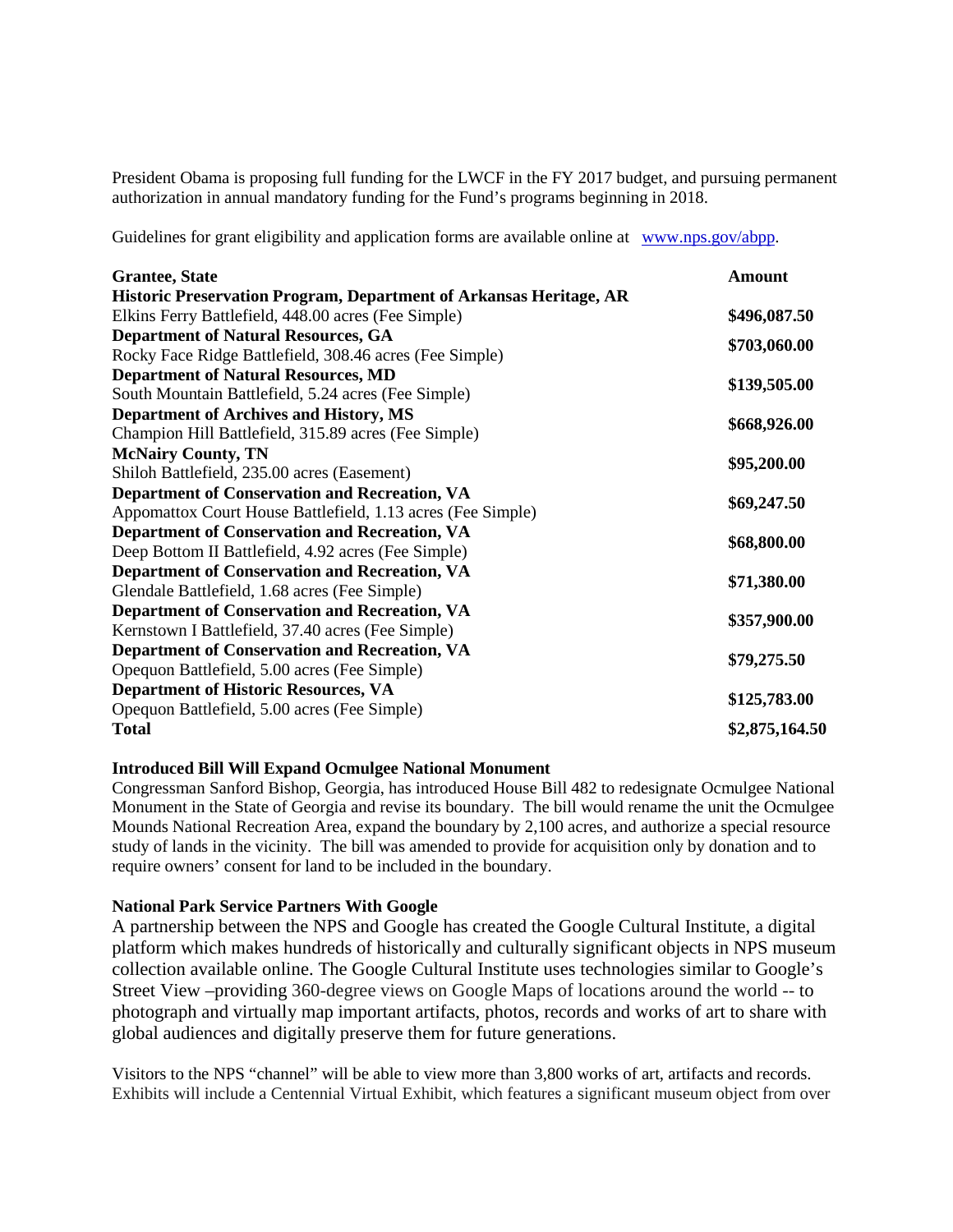President Obama is proposing full funding for the LWCF in the FY 2017 budget, and pursuing permanent authorization in annual mandatory funding for the Fund's programs beginning in 2018.

Guidelines for grant eligibility and application forms are available online at [www.nps.gov/abpp](http://www.nps.gov/abpp).

| Grantee, State | Amount |
| --- | --- |
| **Historic Preservation Program, Department of Arkansas Heritage, AR**<br>Elkins Ferry Battlefield, 448.00 acres (Fee Simple) | **$496,087.50** |
| **Department of Natural Resources, GA**<br>Rocky Face Ridge Battlefield, 308.46 acres (Fee Simple) | **$703,060.00** |
| **Department of Natural Resources, MD**<br>South Mountain Battlefield, 5.24 acres (Fee Simple) | **$139,505.00** |
| **Department of Archives and History, MS**<br>Champion Hill Battlefield, 315.89 acres (Fee Simple) | **$668,926.00** |
| **McNairy County, TN**<br>Shiloh Battlefield, 235.00 acres (Easement) | **$95,200.00** |
| **Department of Conservation and Recreation, VA**<br>Appomattox Court House Battlefield, 1.13 acres (Fee Simple) | **$69,247.50** |
| **Department of Conservation and Recreation, VA**<br>Deep Bottom II Battlefield, 4.92 acres (Fee Simple) | **$68,800.00** |
| **Department of Conservation and Recreation, VA**<br>Glendale Battlefield, 1.68 acres (Fee Simple) | **$71,380.00** |
| **Department of Conservation and Recreation, VA**<br>Kernstown I Battlefield, 37.40 acres (Fee Simple) | **$357,900.00** |
| **Department of Conservation and Recreation, VA**<br>Opequon Battlefield, 5.00 acres (Fee Simple) | **$79,275.50** |
| **Department of Historic Resources, VA**<br>Opequon Battlefield, 5.00 acres (Fee Simple) | **$125,783.00** |
| **Total** | **$2,875,164.50** |

**Introduced Bill Will Expand Ocmulgee National Monument**

Congressman Sanford Bishop, Georgia, has introduced House Bill 482 to redesignate Ocmulgee National Monument in the State of Georgia and revise its boundary. The bill would rename the unit the Ocmulgee Mounds National Recreation Area, expand the boundary by 2,100 acres, and authorize a special resource study of lands in the vicinity. The bill was amended to provide for acquisition only by donation and to require owners' consent for land to be included in the boundary.

**National Park Service Partners With Google**

A partnership between the NPS and Google has created the Google Cultural Institute, a digital platform which makes hundreds of historically and culturally significant objects in NPS museum collection available online. The Google Cultural Institute uses technologies similar to Google's Street View –providing 360-degree views on Google Maps of locations around the world -- to photograph and virtually map important artifacts, photos, records and works of art to share with global audiences and digitally preserve them for future generations.

Visitors to the NPS "channel" will be able to view more than 3,800 works of art, artifacts and records. Exhibits will include a Centennial Virtual Exhibit, which features a significant museum object from over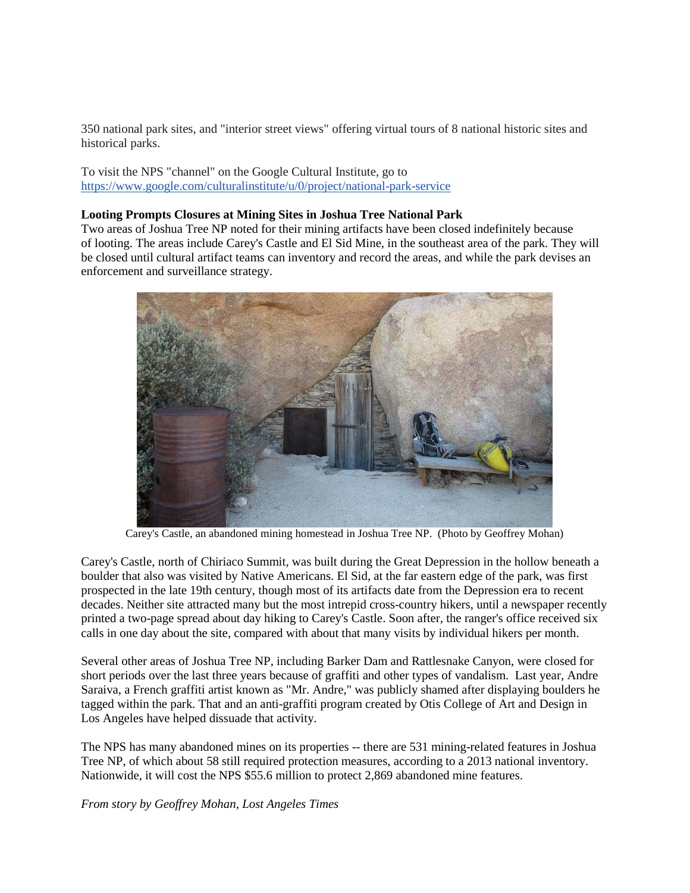350 national park sites, and "interior street views" offering virtual tours of 8 national historic sites and historical parks.

To visit the NPS "channel" on the Google Cultural Institute, go to https://www.google.com/culturalinstitute/u/0/project/national-park-service

**Looting Prompts Closures at Mining Sites in Joshua Tree National Park**

Two areas of Joshua Tree NP noted for their mining artifacts have been closed indefinitely because of looting. The areas include Carey's Castle and El Sid Mine, in the southeast area of the park. They will be closed until cultural artifact teams can inventory and record the areas, and while the park devises an enforcement and surveillance strategy.

Carey's Castle, an abandoned mining homestead in Joshua Tree NP. (Photo by Geoffrey Mohan)

Carey's Castle, north of Chiriaco Summit, was built during the Great Depression in the hollow beneath a boulder that also was visited by Native Americans. El Sid, at the far eastern edge of the park, was first prospected in the late 19th century, though most of its artifacts date from the Depression era to recent decades. Neither site attracted many but the most intrepid cross-country hikers, until a newspaper recently printed a two-page spread about day hiking to Carey's Castle. Soon after, the ranger's office received six calls in one day about the site, compared with about that many visits by individual hikers per month.

Several other areas of Joshua Tree NP, including Barker Dam and Rattlesnake Canyon, were closed for short periods over the last three years because of graffiti and other types of vandalism. Last year, Andre Saraiva, a French graffiti artist known as "Mr. Andre," was publicly shamed after displaying boulders he tagged within the park. That and an anti-graffiti program created by Otis College of Art and Design in Los Angeles have helped dissuade that activity.

The NPS has many abandoned mines on its properties -- there are 531 mining-related features in Joshua Tree NP, of which about 58 still required protection measures, according to a 2013 national inventory. Nationwide, it will cost the NPS $55.6 million to protect 2,869 abandoned mine features.

*From story by Geoffrey Mohan, Lost Angeles Times*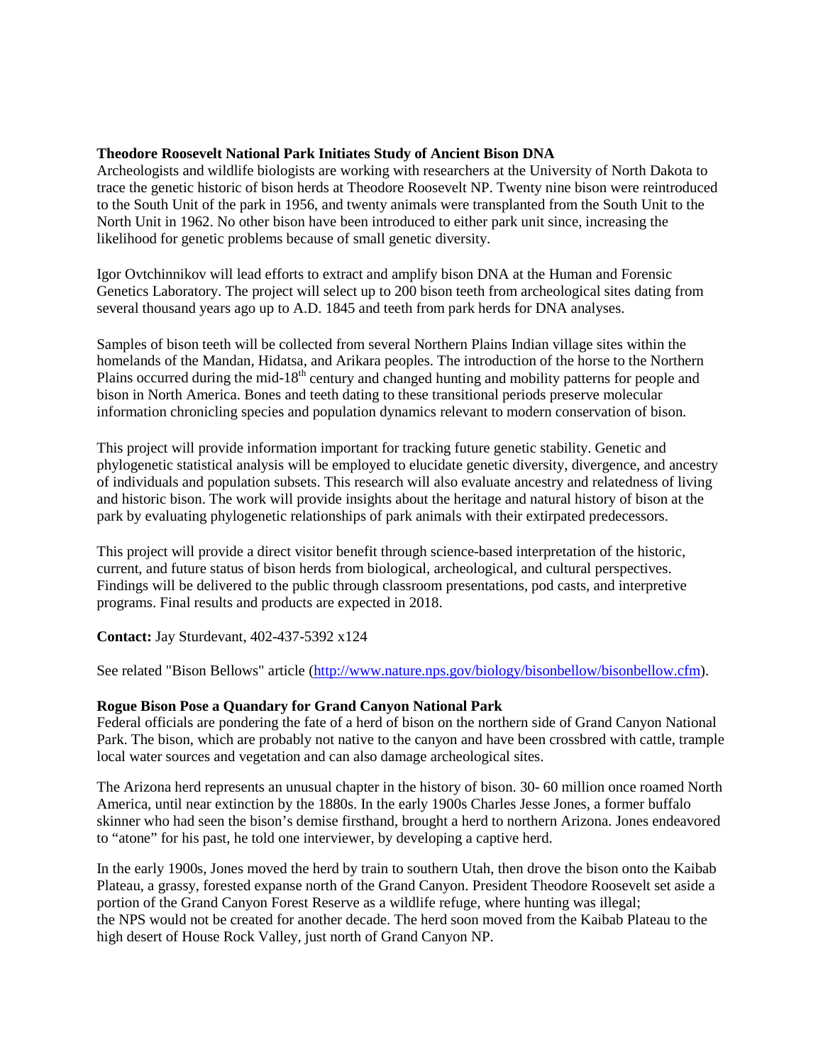**Theodore Roosevelt National Park Initiates Study of Ancient Bison DNA**

Archeologists and wildlife biologists are working with researchers at the University of North Dakota to trace the genetic historic of bison herds at Theodore Roosevelt NP. Twenty nine bison were reintroduced to the South Unit of the park in 1956, and twenty animals were transplanted from the South Unit to the North Unit in 1962. No other bison have been introduced to either park unit since, increasing the likelihood for genetic problems because of small genetic diversity.

Igor Ovtchinnikov will lead efforts to extract and amplify bison DNA at the Human and Forensic Genetics Laboratory. The project will select up to 200 bison teeth from archeological sites dating from several thousand years ago up to A.D. 1845 and teeth from park herds for DNA analyses.

Samples of bison teeth will be collected from several Northern Plains Indian village sites within the homelands of the Mandan, Hidatsa, and Arikara peoples. The introduction of the horse to the Northern Plains occurred during the mid-18th century and changed hunting and mobility patterns for people and bison in North America. Bones and teeth dating to these transitional periods preserve molecular information chronicling species and population dynamics relevant to modern conservation of bison.

This project will provide information important for tracking future genetic stability. Genetic and phylogenetic statistical analysis will be employed to elucidate genetic diversity, divergence, and ancestry of individuals and population subsets. This research will also evaluate ancestry and relatedness of living and historic bison. The work will provide insights about the heritage and natural history of bison at the park by evaluating phylogenetic relationships of park animals with their extirpated predecessors.

This project will provide a direct visitor benefit through science-based interpretation of the historic, current, and future status of bison herds from biological, archeological, and cultural perspectives. Findings will be delivered to the public through classroom presentations, pod casts, and interpretive programs. Final results and products are expected in 2018.

**Contact:** Jay Sturdevant, 402-437-5392 x124

See related "Bison Bellows" article (http://www.nature.nps.gov/biology/bisonbellow/bisonbellow.cfm).

**Rogue Bison Pose a Quandary for Grand Canyon National Park**

Federal officials are pondering the fate of a herd of bison on the northern side of Grand Canyon National Park. The bison, which are probably not native to the canyon and have been crossbred with cattle, trample local water sources and vegetation and can also damage archeological sites.

The Arizona herd represents an unusual chapter in the history of bison. 30- 60 million once roamed North America, until near extinction by the 1880s. In the early 1900s Charles Jesse Jones, a former buffalo skinner who had seen the bison's demise firsthand, brought a herd to northern Arizona. Jones endeavored to "atone" for his past, he told one interviewer, by developing a captive herd.

In the early 1900s, Jones moved the herd by train to southern Utah, then drove the bison onto the Kaibab Plateau, a grassy, forested expanse north of the Grand Canyon. President Theodore Roosevelt set aside a portion of the Grand Canyon Forest Reserve as a wildlife refuge, where hunting was illegal; the NPS would not be created for another decade. The herd soon moved from the Kaibab Plateau to the high desert of House Rock Valley, just north of Grand Canyon NP.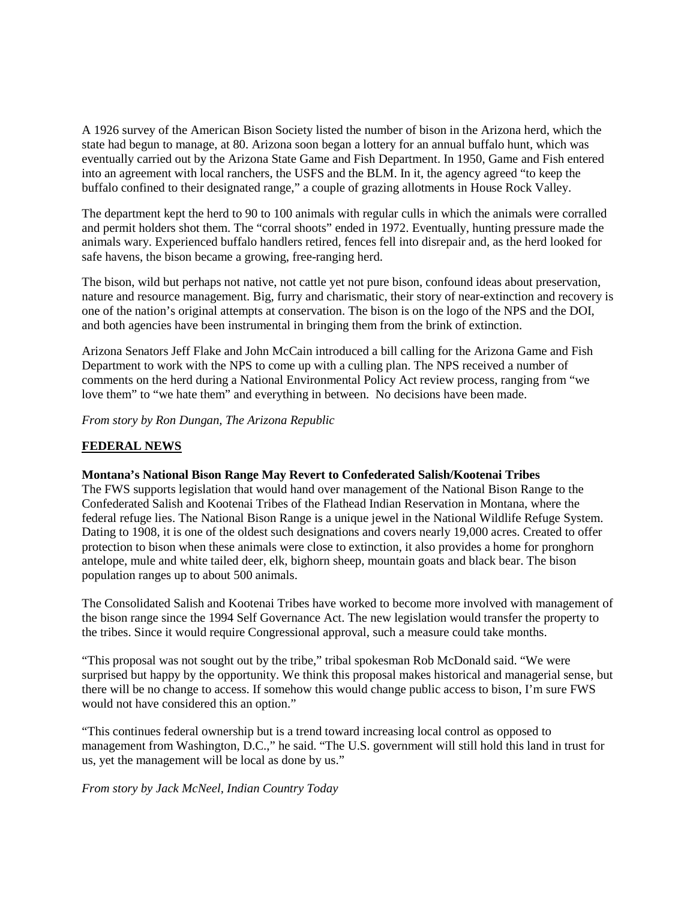A 1926 survey of the American Bison Society listed the number of bison in the Arizona herd, which the state had begun to manage, at 80. Arizona soon began a lottery for an annual buffalo hunt, which was eventually carried out by the Arizona State Game and Fish Department. In 1950, Game and Fish entered into an agreement with local ranchers, the USFS and the BLM. In it, the agency agreed "to keep the buffalo confined to their designated range," a couple of grazing allotments in House Rock Valley.

The department kept the herd to 90 to 100 animals with regular culls in which the animals were corralled and permit holders shot them. The "corral shoots" ended in 1972. Eventually, hunting pressure made the animals wary. Experienced buffalo handlers retired, fences fell into disrepair and, as the herd looked for safe havens, the bison became a growing, free-ranging herd.

The bison, wild but perhaps not native, not cattle yet not pure bison, confound ideas about preservation, nature and resource management. Big, furry and charismatic, their story of near-extinction and recovery is one of the nation's original attempts at conservation. The bison is on the logo of the NPS and the DOI, and both agencies have been instrumental in bringing them from the brink of extinction.

Arizona Senators Jeff Flake and John McCain introduced a bill calling for the Arizona Game and Fish Department to work with the NPS to come up with a culling plan. The NPS received a number of comments on the herd during a National Environmental Policy Act review process, ranging from "we love them" to "we hate them" and everything in between. No decisions have been made.

*From story by Ron Dungan, The Arizona Republic*

## FEDERAL NEWS

### Montana's National Bison Range May Revert to Confederated Salish/Kootenai Tribes

The FWS supports legislation that would hand over management of the National Bison Range to the Confederated Salish and Kootenai Tribes of the Flathead Indian Reservation in Montana, where the federal refuge lies. The National Bison Range is a unique jewel in the National Wildlife Refuge System. Dating to 1908, it is one of the oldest such designations and covers nearly 19,000 acres. Created to offer protection to bison when these animals were close to extinction, it also provides a home for pronghorn antelope, mule and white tailed deer, elk, bighorn sheep, mountain goats and black bear. The bison population ranges up to about 500 animals.

The Consolidated Salish and Kootenai Tribes have worked to become more involved with management of the bison range since the 1994 Self Governance Act. The new legislation would transfer the property to the tribes. Since it would require Congressional approval, such a measure could take months.

"This proposal was not sought out by the tribe," tribal spokesman Rob McDonald said. "We were surprised but happy by the opportunity. We think this proposal makes historical and managerial sense, but there will be no change to access. If somehow this would change public access to bison, I'm sure FWS would not have considered this an option."

"This continues federal ownership but is a trend toward increasing local control as opposed to management from Washington, D.C.," he said. "The U.S. government will still hold this land in trust for us, yet the management will be local as done by us."

*From story by Jack McNeel, Indian Country Today*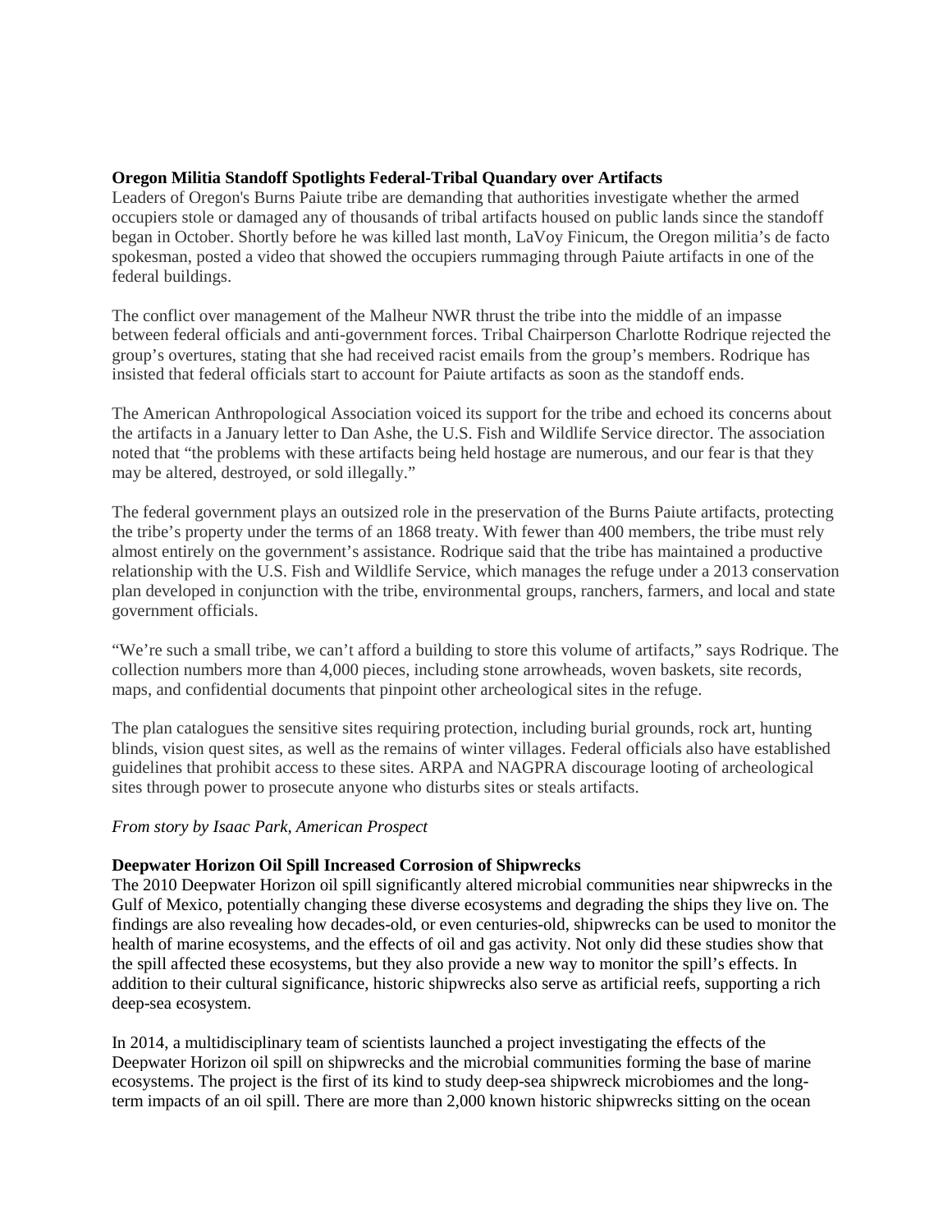**Oregon Militia Standoff Spotlights Federal-Tribal Quandary over Artifacts**

Leaders of Oregon's Burns Paiute tribe are demanding that authorities investigate whether the armed occupiers stole or damaged any of thousands of tribal artifacts housed on public lands since the standoff began in October. Shortly before he was killed last month, LaVoy Finicum, the Oregon militia's de facto spokesman, posted a video that showed the occupiers rummaging through Paiute artifacts in one of the federal buildings.

The conflict over management of the Malheur NWR thrust the tribe into the middle of an impasse between federal officials and anti-government forces. Tribal Chairperson Charlotte Rodrique rejected the group's overtures, stating that she had received racist emails from the group's members. Rodrique has insisted that federal officials start to account for Paiute artifacts as soon as the standoff ends.

The American Anthropological Association voiced its support for the tribe and echoed its concerns about the artifacts in a January letter to Dan Ashe, the U.S. Fish and Wildlife Service director. The association noted that "the problems with these artifacts being held hostage are numerous, and our fear is that they may be altered, destroyed, or sold illegally."

The federal government plays an outsized role in the preservation of the Burns Paiute artifacts, protecting the tribe's property under the terms of an 1868 treaty. With fewer than 400 members, the tribe must rely almost entirely on the government's assistance. Rodrique said that the tribe has maintained a productive relationship with the U.S. Fish and Wildlife Service, which manages the refuge under a 2013 conservation plan developed in conjunction with the tribe, environmental groups, ranchers, farmers, and local and state government officials.

"We're such a small tribe, we can't afford a building to store this volume of artifacts," says Rodrique. The collection numbers more than 4,000 pieces, including stone arrowheads, woven baskets, site records, maps, and confidential documents that pinpoint other archeological sites in the refuge.

The plan catalogues the sensitive sites requiring protection, including burial grounds, rock art, hunting blinds, vision quest sites, as well as the remains of winter villages. Federal officials also have established guidelines that prohibit access to these sites. ARPA and NAGPRA discourage looting of archeological sites through power to prosecute anyone who disturbs sites or steals artifacts.

*From story by Isaac Park, American Prospect*

**Deepwater Horizon Oil Spill Increased Corrosion of Shipwrecks**

The 2010 Deepwater Horizon oil spill significantly altered microbial communities near shipwrecks in the Gulf of Mexico, potentially changing these diverse ecosystems and degrading the ships they live on. The findings are also revealing how decades-old, or even centuries-old, shipwrecks can be used to monitor the health of marine ecosystems, and the effects of oil and gas activity. Not only did these studies show that the spill affected these ecosystems, but they also provide a new way to monitor the spill's effects. In addition to their cultural significance, historic shipwrecks also serve as artificial reefs, supporting a rich deep-sea ecosystem.

In 2014, a multidisciplinary team of scientists launched a project investigating the effects of the Deepwater Horizon oil spill on shipwrecks and the microbial communities forming the base of marine ecosystems. The project is the first of its kind to study deep-sea shipwreck microbiomes and the long-term impacts of an oil spill. There are more than 2,000 known historic shipwrecks sitting on the ocean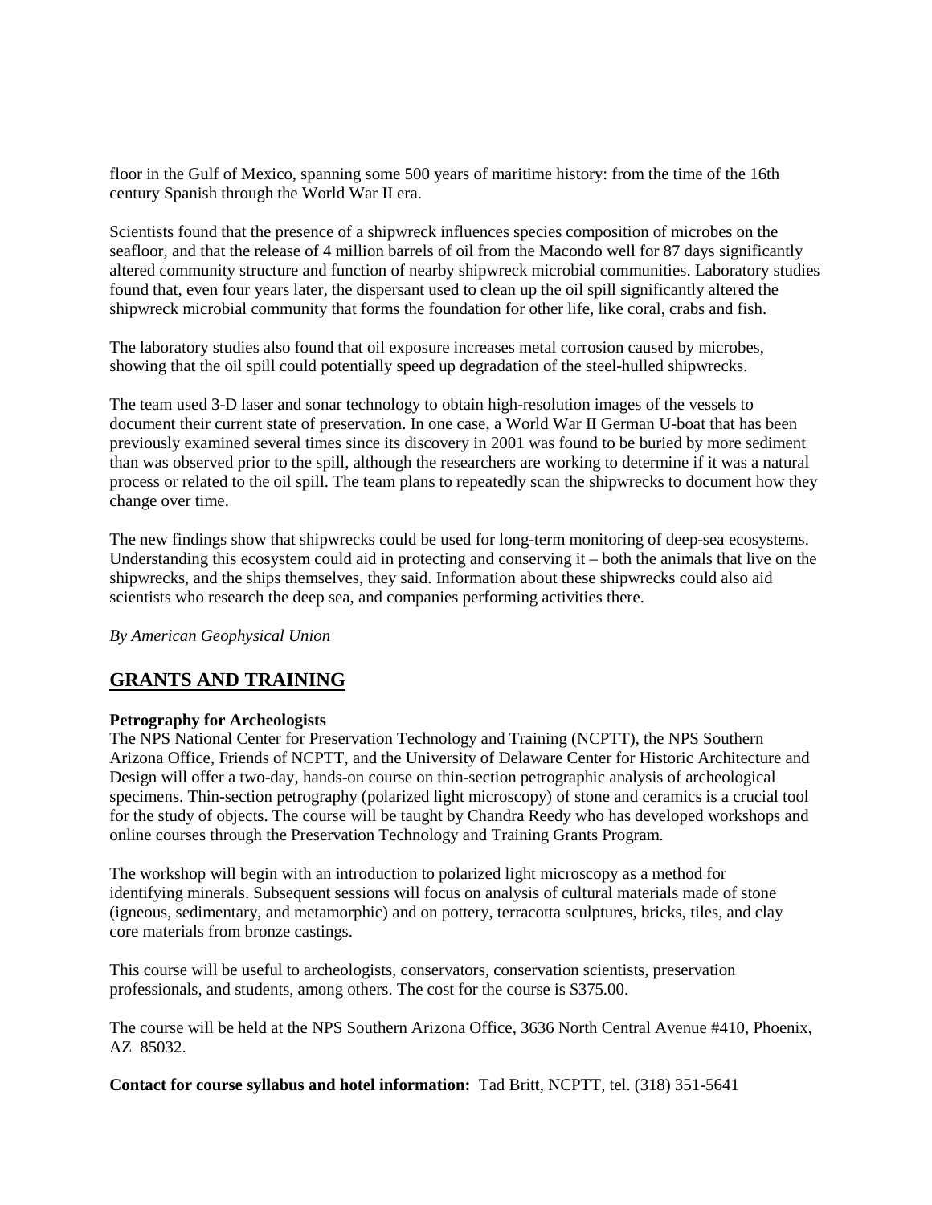floor in the Gulf of Mexico, spanning some 500 years of maritime history: from the time of the 16th century Spanish through the World War II era.

Scientists found that the presence of a shipwreck influences species composition of microbes on the seafloor, and that the release of 4 million barrels of oil from the Macondo well for 87 days significantly altered community structure and function of nearby shipwreck microbial communities. Laboratory studies found that, even four years later, the dispersant used to clean up the oil spill significantly altered the shipwreck microbial community that forms the foundation for other life, like coral, crabs and fish.

The laboratory studies also found that oil exposure increases metal corrosion caused by microbes, showing that the oil spill could potentially speed up degradation of the steel-hulled shipwrecks.

The team used 3-D laser and sonar technology to obtain high-resolution images of the vessels to document their current state of preservation. In one case, a World War II German U-boat that has been previously examined several times since its discovery in 2001 was found to be buried by more sediment than was observed prior to the spill, although the researchers are working to determine if it was a natural process or related to the oil spill. The team plans to repeatedly scan the shipwrecks to document how they change over time.

The new findings show that shipwrecks could be used for long-term monitoring of deep-sea ecosystems. Understanding this ecosystem could aid in protecting and conserving it – both the animals that live on the shipwrecks, and the ships themselves, they said. Information about these shipwrecks could also aid scientists who research the deep sea, and companies performing activities there.

*By American Geophysical Union*

## GRANTS AND TRAINING

**Petrography for Archeologists**

The NPS National Center for Preservation Technology and Training (NCPTT), the NPS Southern Arizona Office, Friends of NCPTT, and the University of Delaware Center for Historic Architecture and Design will offer a two-day, hands-on course on thin-section petrographic analysis of archeological specimens. Thin-section petrography (polarized light microscopy) of stone and ceramics is a crucial tool for the study of objects. The course will be taught by Chandra Reedy who has developed workshops and online courses through the Preservation Technology and Training Grants Program.

The workshop will begin with an introduction to polarized light microscopy as a method for identifying minerals. Subsequent sessions will focus on analysis of cultural materials made of stone (igneous, sedimentary, and metamorphic) and on pottery, terracotta sculptures, bricks, tiles, and clay core materials from bronze castings.

This course will be useful to archeologists, conservators, conservation scientists, preservation professionals, and students, among others. The cost for the course is $375.00.

The course will be held at the NPS Southern Arizona Office, 3636 North Central Avenue #410, Phoenix, AZ 85032.

**Contact for course syllabus and hotel information:** Tad Britt, NCPTT, tel. (318) 351-5641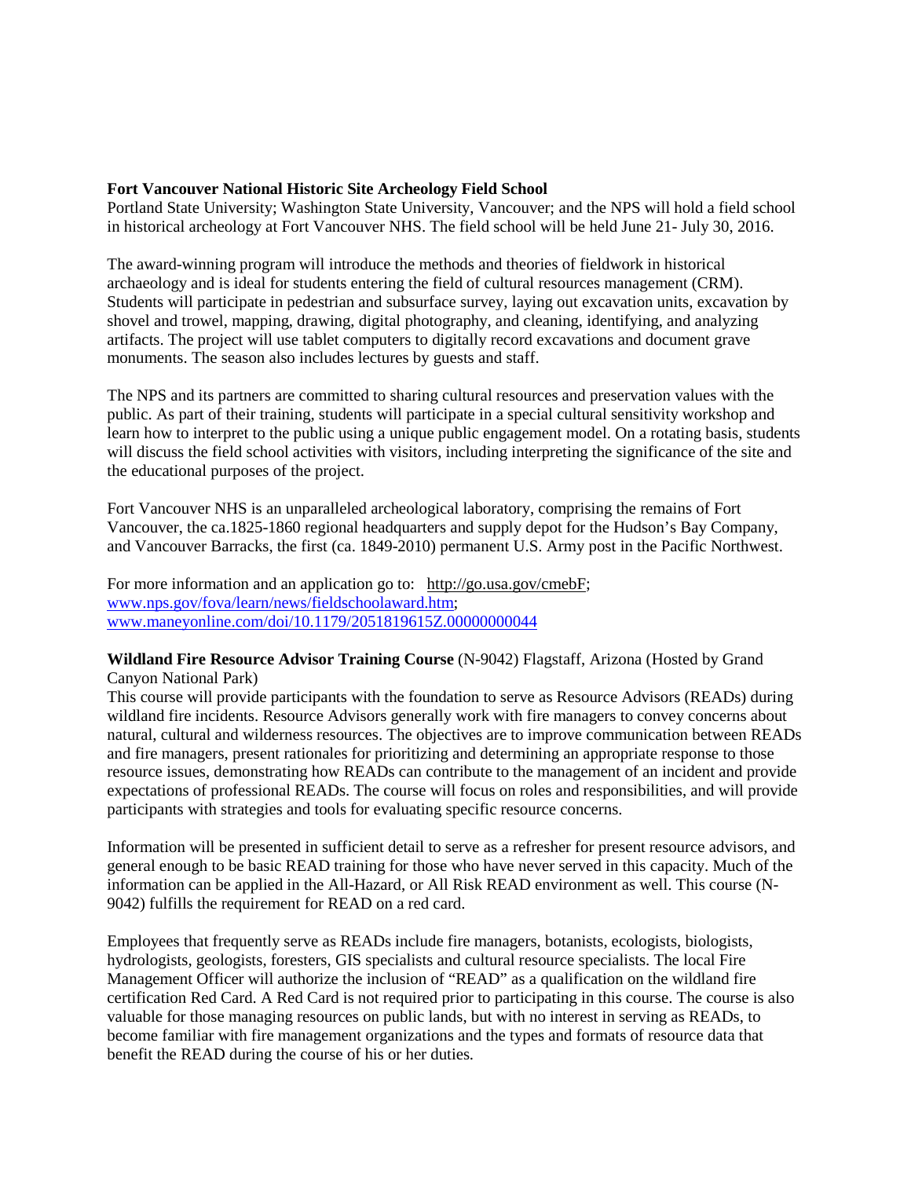**Fort Vancouver National Historic Site Archeology Field School**
Portland State University; Washington State University, Vancouver; and the NPS will hold a field school in historical archeology at Fort Vancouver NHS. The field school will be held June 21- July 30, 2016.

The award-winning program will introduce the methods and theories of fieldwork in historical archaeology and is ideal for students entering the field of cultural resources management (CRM). Students will participate in pedestrian and subsurface survey, laying out excavation units, excavation by shovel and trowel, mapping, drawing, digital photography, and cleaning, identifying, and analyzing artifacts. The project will use tablet computers to digitally record excavations and document grave monuments. The season also includes lectures by guests and staff.

The NPS and its partners are committed to sharing cultural resources and preservation values with the public. As part of their training, students will participate in a special cultural sensitivity workshop and learn how to interpret to the public using a unique public engagement model. On a rotating basis, students will discuss the field school activities with visitors, including interpreting the significance of the site and the educational purposes of the project.

Fort Vancouver NHS is an unparalleled archeological laboratory, comprising the remains of Fort Vancouver, the ca.1825-1860 regional headquarters and supply depot for the Hudson's Bay Company, and Vancouver Barracks, the first (ca. 1849-2010) permanent U.S. Army post in the Pacific Northwest.

For more information and an application go to: http://go.usa.gov/cmebF; www.nps.gov/fova/learn/news/fieldschoolaward.htm; www.maneyonline.com/doi/10.1179/2051819615Z.00000000044

**Wildland Fire Resource Advisor Training Course** (N-9042) Flagstaff, Arizona (Hosted by Grand Canyon National Park)
This course will provide participants with the foundation to serve as Resource Advisors (READs) during wildland fire incidents. Resource Advisors generally work with fire managers to convey concerns about natural, cultural and wilderness resources. The objectives are to improve communication between READs and fire managers, present rationales for prioritizing and determining an appropriate response to those resource issues, demonstrating how READs can contribute to the management of an incident and provide expectations of professional READs. The course will focus on roles and responsibilities, and will provide participants with strategies and tools for evaluating specific resource concerns.

Information will be presented in sufficient detail to serve as a refresher for present resource advisors, and general enough to be basic READ training for those who have never served in this capacity. Much of the information can be applied in the All-Hazard, or All Risk READ environment as well. This course (N-9042) fulfills the requirement for READ on a red card.

Employees that frequently serve as READs include fire managers, botanists, ecologists, biologists, hydrologists, geologists, foresters, GIS specialists and cultural resource specialists. The local Fire Management Officer will authorize the inclusion of "READ" as a qualification on the wildland fire certification Red Card. A Red Card is not required prior to participating in this course. The course is also valuable for those managing resources on public lands, but with no interest in serving as READs, to become familiar with fire management organizations and the types and formats of resource data that benefit the READ during the course of his or her duties.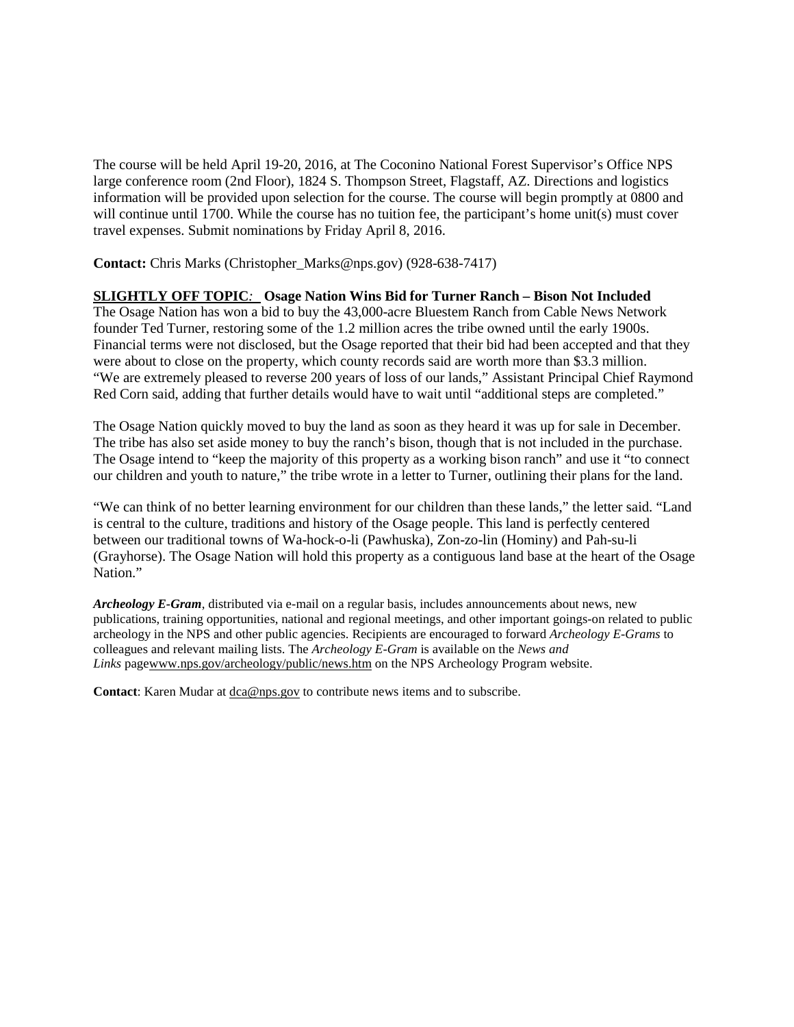The course will be held April 19-20, 2016, at The Coconino National Forest Supervisor's Office NPS large conference room (2nd Floor), 1824 S. Thompson Street, Flagstaff, AZ. Directions and logistics information will be provided upon selection for the course. The course will begin promptly at 0800 and will continue until 1700. While the course has no tuition fee, the participant's home unit(s) must cover travel expenses. Submit nominations by Friday April 8, 2016.

**Contact:** Chris Marks (Christopher_Marks@nps.gov) (928-638-7417)

**SLIGHTLY OFF TOPIC: Osage Nation Wins Bid for Turner Ranch – Bison Not Included**

The Osage Nation has won a bid to buy the 43,000-acre Bluestem Ranch from Cable News Network founder Ted Turner, restoring some of the 1.2 million acres the tribe owned until the early 1900s. Financial terms were not disclosed, but the Osage reported that their bid had been accepted and that they were about to close on the property, which county records said are worth more than $3.3 million. "We are extremely pleased to reverse 200 years of loss of our lands," Assistant Principal Chief Raymond Red Corn said, adding that further details would have to wait until "additional steps are completed."

The Osage Nation quickly moved to buy the land as soon as they heard it was up for sale in December. The tribe has also set aside money to buy the ranch's bison, though that is not included in the purchase. The Osage intend to "keep the majority of this property as a working bison ranch" and use it "to connect our children and youth to nature," the tribe wrote in a letter to Turner, outlining their plans for the land.

"We can think of no better learning environment for our children than these lands," the letter said. "Land is central to the culture, traditions and history of the Osage people. This land is perfectly centered between our traditional towns of Wa-hock-o-li (Pawhuska), Zon-zo-lin (Hominy) and Pah-su-li (Grayhorse). The Osage Nation will hold this property as a contiguous land base at the heart of the Osage Nation."

***Archeology E-Gram***, distributed via e-mail on a regular basis, includes announcements about news, new publications, training opportunities, national and regional meetings, and other important goings-on related to public archeology in the NPS and other public agencies. Recipients are encouraged to forward *Archeology E-Grams* to colleagues and relevant mailing lists. The *Archeology E-Gram* is available on the *News and Links* pagewww.nps.gov/archeology/public/news.htm on the NPS Archeology Program website.

**Contact**: Karen Mudar at dca@nps.gov to contribute news items and to subscribe.